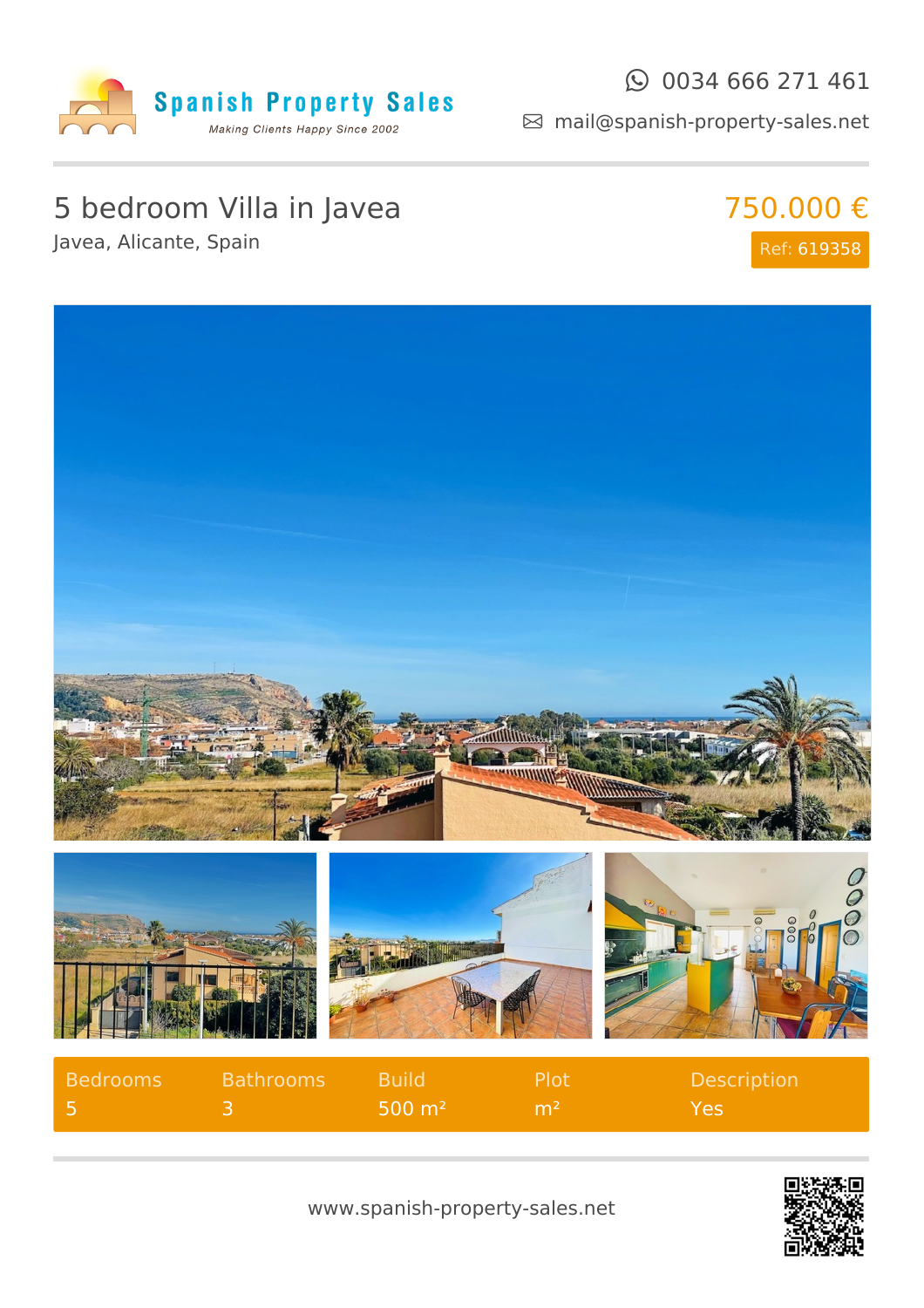Spanish Property Sales

*Making Clients Happy Since 2002*

0034 666 271 461

mail@spanish-property-sales.net

# 5 bedroom Villa in Javea

Javea, Alicante, Spain

**750.000 €**

Ref: 619358

| Bedrooms | Bathrooms | Build | Plot | Description |
|---|---|---|---|---|
| 5 | 3 | 500 m² | m² | Yes |

www.spanish-property-sales.net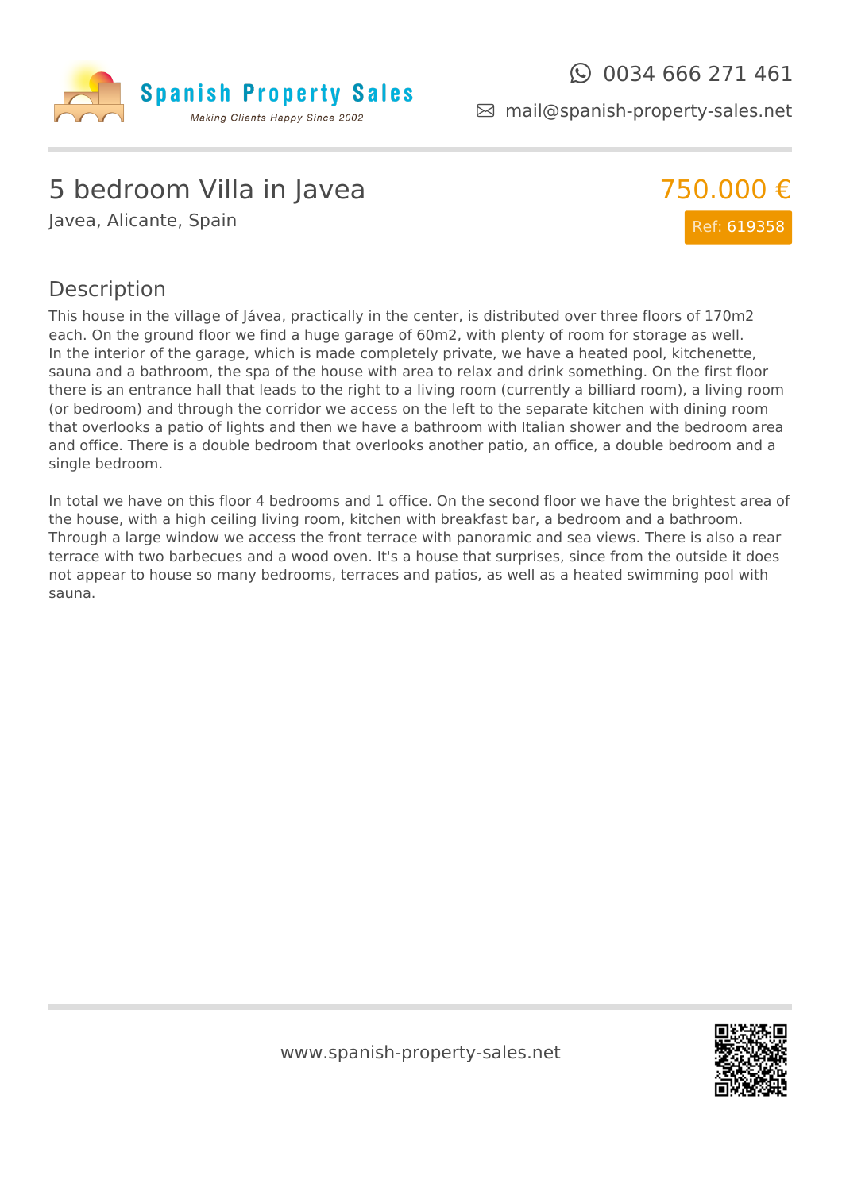Spanish Property Sales

*Making Clients Happy Since 2002*

0034 666 271 461

mail@spanish-property-sales.net

# 5 bedroom Villa in Javea

Javea, Alicante, Spain

750.000 €

Ref: 619358

## Description

This house in the village of Jávea, practically in the center, is distributed over three floors of 170m2 each. On the ground floor we find a huge garage of 60m2, with plenty of room for storage as well. In the interior of the garage, which is made completely private, we have a heated pool, kitchenette, sauna and a bathroom, the spa of the house with area to relax and drink something. On the first floor there is an entrance hall that leads to the right to a living room (currently a billiard room), a living room (or bedroom) and through the corridor we access on the left to the separate kitchen with dining room that overlooks a patio of lights and then we have a bathroom with Italian shower and the bedroom area and office. There is a double bedroom that overlooks another patio, an office, a double bedroom and a single bedroom.

In total we have on this floor 4 bedrooms and 1 office. On the second floor we have the brightest area of the house, with a high ceiling living room, kitchen with breakfast bar, a bedroom and a bathroom. Through a large window we access the front terrace with panoramic and sea views. There is also a rear terrace with two barbecues and a wood oven. It's a house that surprises, since from the outside it does not appear to house so many bedrooms, terraces and patios, as well as a heated swimming pool with sauna.

www.spanish-property-sales.net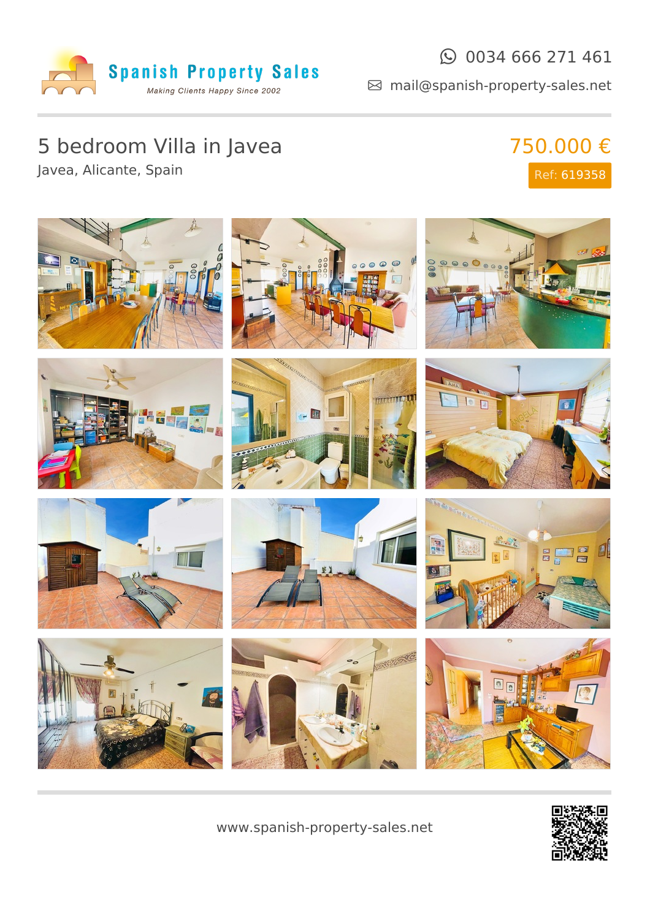Spanish Property Sales

*Making Clients Happy Since 2002*

0034 666 271 461

mail@spanish-property-sales.net

# 5 bedroom Villa in Javea

Javea, Alicante, Spain

750.000 €

Ref: 619358

www.spanish-property-sales.net